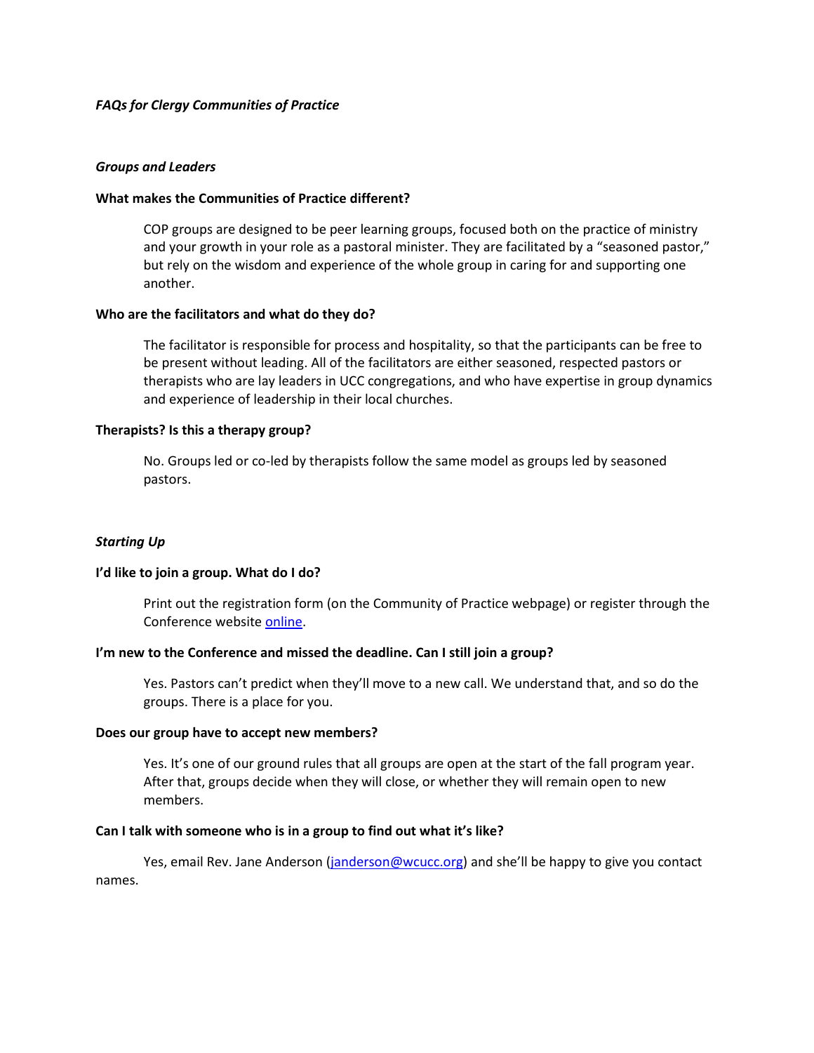*FAQs for Clergy Communities of Practice*

## *Groups and Leaders*

### What makes the Communities of Practice different?

COP groups are designed to be peer learning groups, focused both on the practice of ministry and your growth in your role as a pastoral minister. They are facilitated by a "seasoned pastor," but rely on the wisdom and experience of the whole group in caring for and supporting one another.

### Who are the facilitators and what do they do?

The facilitator is responsible for process and hospitality, so that the participants can be free to be present without leading. All of the facilitators are either seasoned, respected pastors or therapists who are lay leaders in UCC congregations, and who have expertise in group dynamics and experience of leadership in their local churches.

### Therapists? Is this a therapy group?

No. Groups led or co-led by therapists follow the same model as groups led by seasoned pastors.

## *Starting Up*

### I'd like to join a group. What do I do?

Print out the registration form (on the Community of Practice webpage) or register through the Conference website online.

### I'm new to the Conference and missed the deadline. Can I still join a group?

Yes. Pastors can't predict when they'll move to a new call. We understand that, and so do the groups. There is a place for you.

### Does our group have to accept new members?

Yes. It's one of our ground rules that all groups are open at the start of the fall program year. After that, groups decide when they will close, or whether they will remain open to new members.

### Can I talk with someone who is in a group to find out what it's like?

Yes, email Rev. Jane Anderson (janderson@wcucc.org) and she'll be happy to give you contact names.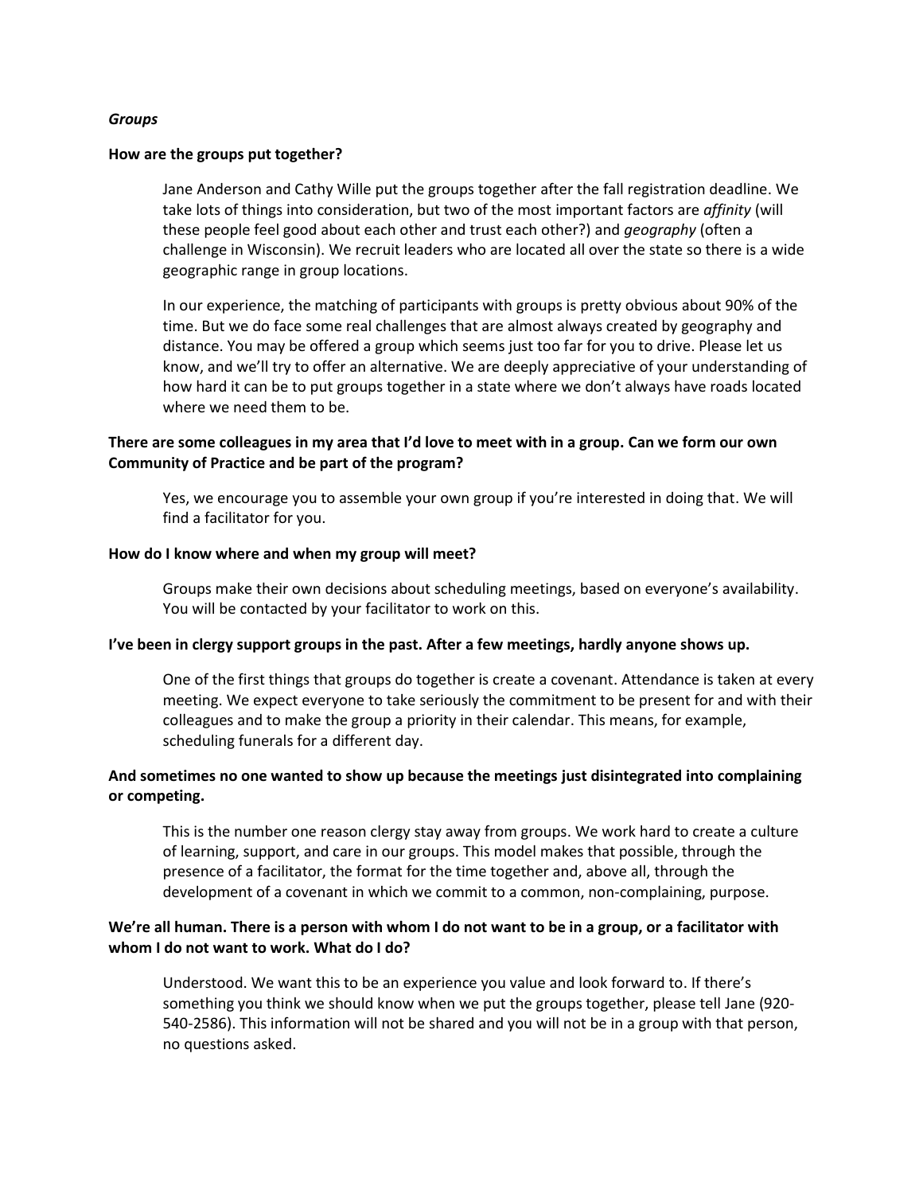*Groups*

**How are the groups put together?**

Jane Anderson and Cathy Wille put the groups together after the fall registration deadline. We take lots of things into consideration, but two of the most important factors are *affinity* (will these people feel good about each other and trust each other?) and *geography* (often a challenge in Wisconsin). We recruit leaders who are located all over the state so there is a wide geographic range in group locations.

In our experience, the matching of participants with groups is pretty obvious about 90% of the time. But we do face some real challenges that are almost always created by geography and distance. You may be offered a group which seems just too far for you to drive. Please let us know, and we'll try to offer an alternative. We are deeply appreciative of your understanding of how hard it can be to put groups together in a state where we don't always have roads located where we need them to be.

**There are some colleagues in my area that I'd love to meet with in a group. Can we form our own Community of Practice and be part of the program?**

Yes, we encourage you to assemble your own group if you're interested in doing that. We will find a facilitator for you.

**How do I know where and when my group will meet?**

Groups make their own decisions about scheduling meetings, based on everyone's availability. You will be contacted by your facilitator to work on this.

**I've been in clergy support groups in the past. After a few meetings, hardly anyone shows up.**

One of the first things that groups do together is create a covenant. Attendance is taken at every meeting. We expect everyone to take seriously the commitment to be present for and with their colleagues and to make the group a priority in their calendar. This means, for example, scheduling funerals for a different day.

**And sometimes no one wanted to show up because the meetings just disintegrated into complaining or competing.**

This is the number one reason clergy stay away from groups. We work hard to create a culture of learning, support, and care in our groups. This model makes that possible, through the presence of a facilitator, the format for the time together and, above all, through the development of a covenant in which we commit to a common, non-complaining, purpose.

**We're all human. There is a person with whom I do not want to be in a group, or a facilitator with whom I do not want to work. What do I do?**

Understood. We want this to be an experience you value and look forward to. If there's something you think we should know when we put the groups together, please tell Jane (920-540-2586). This information will not be shared and you will not be in a group with that person, no questions asked.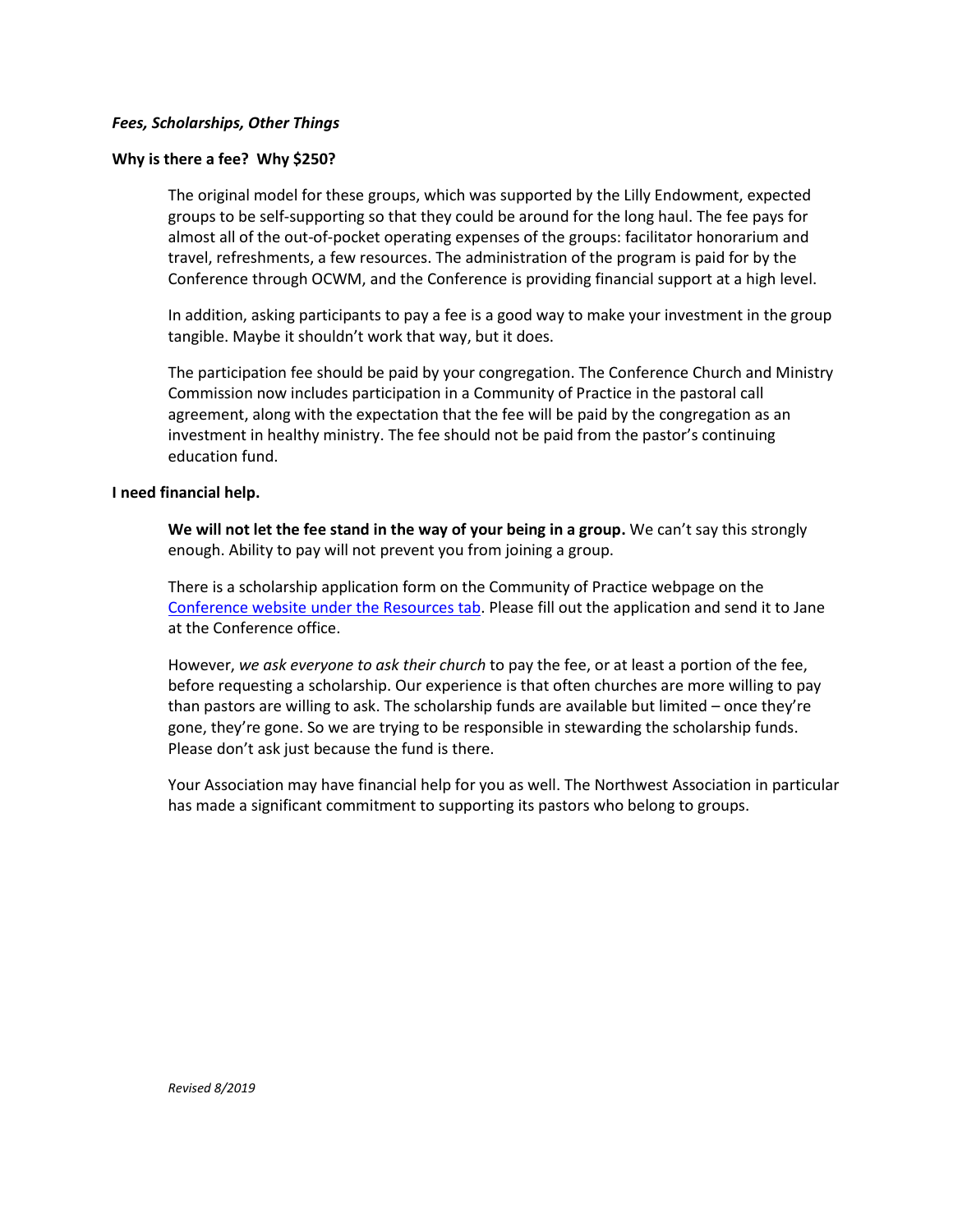### *Fees, Scholarships, Other Things*

**Why is there a fee? Why $250?**

The original model for these groups, which was supported by the Lilly Endowment, expected groups to be self-supporting so that they could be around for the long haul. The fee pays for almost all of the out-of-pocket operating expenses of the groups: facilitator honorarium and travel, refreshments, a few resources. The administration of the program is paid for by the Conference through OCWM, and the Conference is providing financial support at a high level.

In addition, asking participants to pay a fee is a good way to make your investment in the group tangible. Maybe it shouldn't work that way, but it does.

The participation fee should be paid by your congregation. The Conference Church and Ministry Commission now includes participation in a Community of Practice in the pastoral call agreement, along with the expectation that the fee will be paid by the congregation as an investment in healthy ministry. The fee should not be paid from the pastor's continuing education fund.

**I need financial help.**

**We will not let the fee stand in the way of your being in a group.** We can't say this strongly enough. Ability to pay will not prevent you from joining a group.

There is a scholarship application form on the Community of Practice webpage on the [Conference website under the Resources tab](). Please fill out the application and send it to Jane at the Conference office.

However, *we ask everyone to ask their church* to pay the fee, or at least a portion of the fee, before requesting a scholarship. Our experience is that often churches are more willing to pay than pastors are willing to ask. The scholarship funds are available but limited – once they're gone, they're gone. So we are trying to be responsible in stewarding the scholarship funds. Please don't ask just because the fund is there.

Your Association may have financial help for you as well. The Northwest Association in particular has made a significant commitment to supporting its pastors who belong to groups.

*Revised 8/2019*